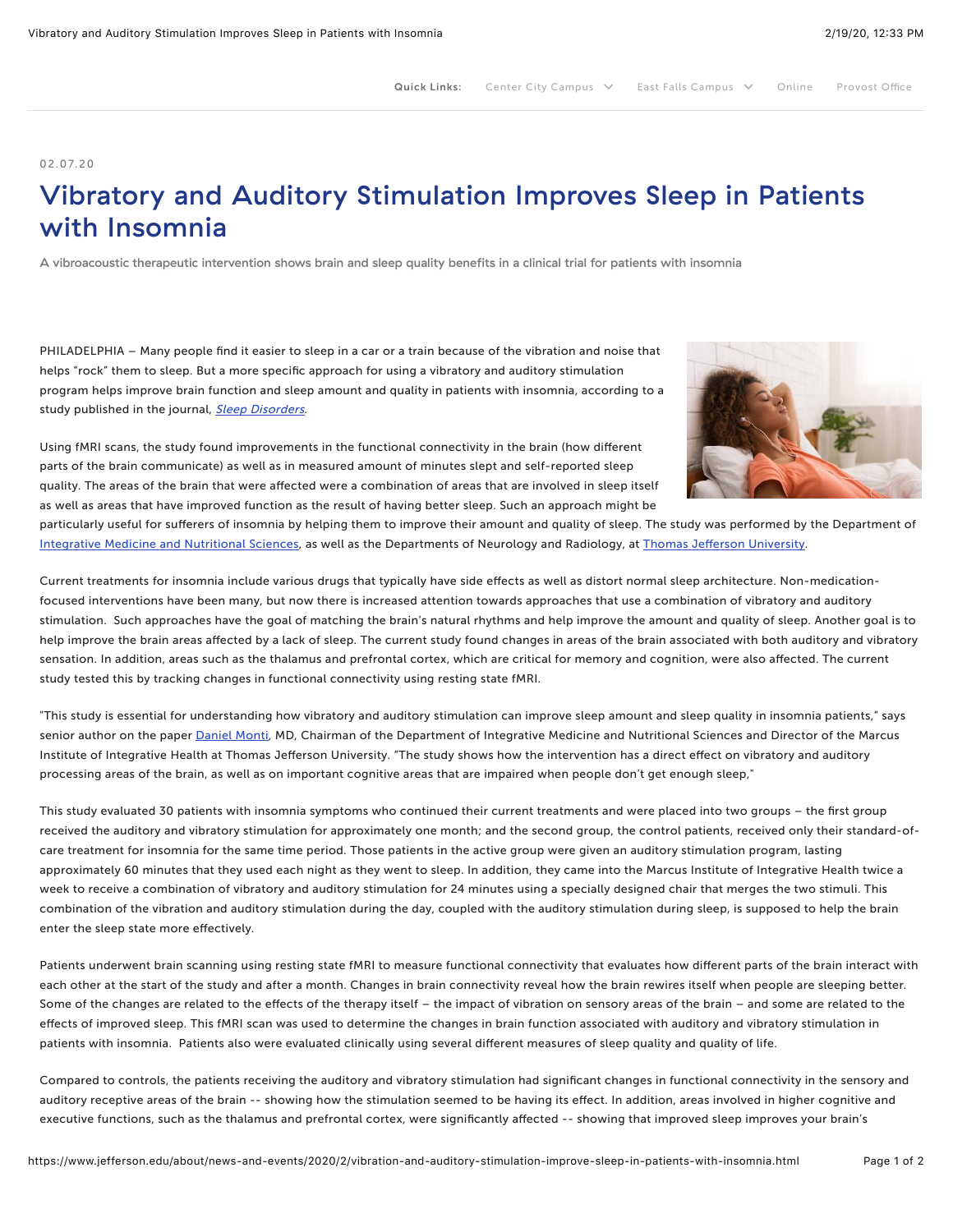02.07.20

# Vibratory and Auditory Stimulation Improves Sleep in Patients with Insomnia

A vibroacoustic therapeutic intervention shows brain and sleep quality benefits in a clinical trial for patients with insomnia

PHILADELPHIA – Many people find it easier to sleep in a car or a train because of the vibration and noise that helps "rock" them to sleep. But a more specific approach for using a vibratory and auditory stimulation program helps improve brain function and sleep amount and quality in patients with insomnia, according to a study published in the journal, *Sleep Disorders*.

Using fMRI scans, the study found improvements in the functional connectivity in the brain (how different parts of the brain communicate) as well as in measured amount of minutes slept and self-reported sleep quality. The areas of the brain that were affected were a combination of areas that are involved in sleep itself as well as areas that have improved function as the result of having better sleep. Such an approach might be particularly useful for sufferers of insomnia by helping them to improve their amount and quality of sleep. The study was performed by the Department of Integrative Medicine and Nutritional Sciences, as well as the Departments of Neurology and Radiology, at Thomas Jefferson University.

Current treatments for insomnia include various drugs that typically have side effects as well as distort normal sleep architecture. Non-medication-focused interventions have been many, but now there is increased attention towards approaches that use a combination of vibratory and auditory stimulation. Such approaches have the goal of matching the brain's natural rhythms and help improve the amount and quality of sleep. Another goal is to help improve the brain areas affected by a lack of sleep. The current study found changes in areas of the brain associated with both auditory and vibratory sensation. In addition, areas such as the thalamus and prefrontal cortex, which are critical for memory and cognition, were also affected. The current study tested this by tracking changes in functional connectivity using resting state fMRI.

"This study is essential for understanding how vibratory and auditory stimulation can improve sleep amount and sleep quality in insomnia patients," says senior author on the paper Daniel Monti, MD, Chairman of the Department of Integrative Medicine and Nutritional Sciences and Director of the Marcus Institute of Integrative Health at Thomas Jefferson University. "The study shows how the intervention has a direct effect on vibratory and auditory processing areas of the brain, as well as on important cognitive areas that are impaired when people don't get enough sleep,"

This study evaluated 30 patients with insomnia symptoms who continued their current treatments and were placed into two groups – the first group received the auditory and vibratory stimulation for approximately one month; and the second group, the control patients, received only their standard-of-care treatment for insomnia for the same time period. Those patients in the active group were given an auditory stimulation program, lasting approximately 60 minutes that they used each night as they went to sleep. In addition, they came into the Marcus Institute of Integrative Health twice a week to receive a combination of vibratory and auditory stimulation for 24 minutes using a specially designed chair that merges the two stimuli. This combination of the vibration and auditory stimulation during the day, coupled with the auditory stimulation during sleep, is supposed to help the brain enter the sleep state more effectively.

Patients underwent brain scanning using resting state fMRI to measure functional connectivity that evaluates how different parts of the brain interact with each other at the start of the study and after a month. Changes in brain connectivity reveal how the brain rewires itself when people are sleeping better. Some of the changes are related to the effects of the therapy itself – the impact of vibration on sensory areas of the brain – and some are related to the effects of improved sleep. This fMRI scan was used to determine the changes in brain function associated with auditory and vibratory stimulation in patients with insomnia. Patients also were evaluated clinically using several different measures of sleep quality and quality of life.

Compared to controls, the patients receiving the auditory and vibratory stimulation had significant changes in functional connectivity in the sensory and auditory receptive areas of the brain -- showing how the stimulation seemed to be having its effect. In addition, areas involved in higher cognitive and executive functions, such as the thalamus and prefrontal cortex, were significantly affected -- showing that improved sleep improves your brain's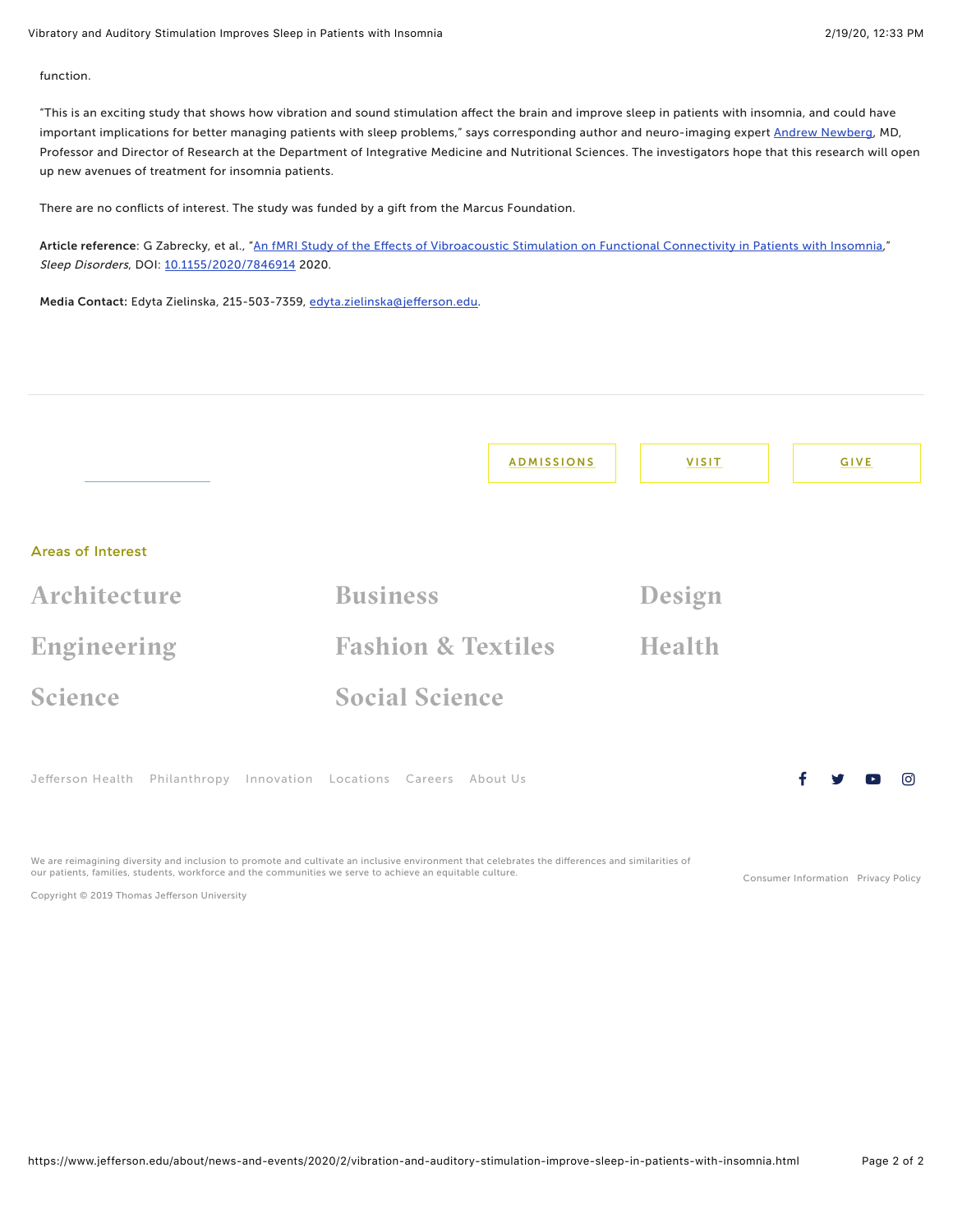function.

“This is an exciting study that shows how vibration and sound stimulation affect the brain and improve sleep in patients with insomnia, and could have important implications for better managing patients with sleep problems,” says corresponding author and neuro-imaging expert Andrew Newberg, MD, Professor and Director of Research at the Department of Integrative Medicine and Nutritional Sciences. The investigators hope that this research will open up new avenues of treatment for insomnia patients.

There are no conflicts of interest. The study was funded by a gift from the Marcus Foundation.

**Article reference**: G Zabrecky, et al., “An fMRI Study of the Effects of Vibroacoustic Stimulation on Functional Connectivity in Patients with Insomnia,” *Sleep Disorders*, DOI: 10.1155/2020/7846914 2020.

**Media Contact:** Edyta Zielinska, 215-503-7359, edyta.zielinska@jefferson.edu.

ADMISSIONS

VISIT

GIVE

Areas of Interest

Architecture

Business

Design

Engineering

Fashion & Textiles

Health

Science

Social Science

Jefferson Health Philanthropy Innovation Locations Careers About Us

We are reimagining diversity and inclusion to promote and cultivate an inclusive environment that celebrates the differences and similarities of our patients, families, students, workforce and the communities we serve to achieve an equitable culture.

Copyright © 2019 Thomas Jefferson University

Consumer Information Privacy Policy